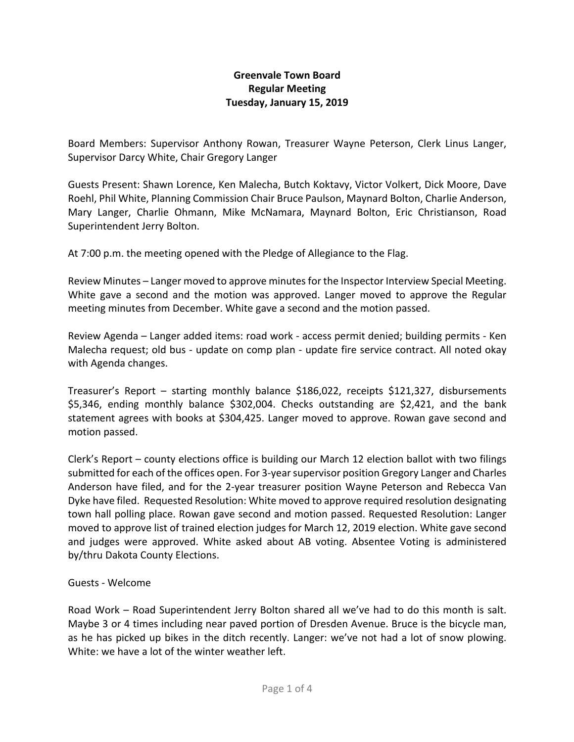**Greenvale Town Board**
**Regular Meeting**
**Tuesday, January 15, 2019**

Board Members: Supervisor Anthony Rowan, Treasurer Wayne Peterson, Clerk Linus Langer, Supervisor Darcy White, Chair Gregory Langer

Guests Present: Shawn Lorence, Ken Malecha, Butch Koktavy, Victor Volkert, Dick Moore, Dave Roehl, Phil White, Planning Commission Chair Bruce Paulson, Maynard Bolton, Charlie Anderson, Mary Langer, Charlie Ohmann, Mike McNamara, Maynard Bolton, Eric Christianson, Road Superintendent Jerry Bolton.

At 7:00 p.m. the meeting opened with the Pledge of Allegiance to the Flag.

Review Minutes – Langer moved to approve minutes for the Inspector Interview Special Meeting. White gave a second and the motion was approved. Langer moved to approve the Regular meeting minutes from December. White gave a second and the motion passed.

Review Agenda – Langer added items: road work - access permit denied; building permits - Ken Malecha request; old bus - update on comp plan - update fire service contract. All noted okay with Agenda changes.

Treasurer's Report – starting monthly balance $186,022, receipts $121,327, disbursements $5,346, ending monthly balance $302,004. Checks outstanding are $2,421, and the bank statement agrees with books at $304,425. Langer moved to approve. Rowan gave second and motion passed.

Clerk's Report – county elections office is building our March 12 election ballot with two filings submitted for each of the offices open. For 3-year supervisor position Gregory Langer and Charles Anderson have filed, and for the 2-year treasurer position Wayne Peterson and Rebecca Van Dyke have filed. Requested Resolution: White moved to approve required resolution designating town hall polling place. Rowan gave second and motion passed. Requested Resolution: Langer moved to approve list of trained election judges for March 12, 2019 election. White gave second and judges were approved. White asked about AB voting. Absentee Voting is administered by/thru Dakota County Elections.

Guests - Welcome

Road Work – Road Superintendent Jerry Bolton shared all we've had to do this month is salt. Maybe 3 or 4 times including near paved portion of Dresden Avenue. Bruce is the bicycle man, as he has picked up bikes in the ditch recently. Langer: we've not had a lot of snow plowing. White: we have a lot of the winter weather left.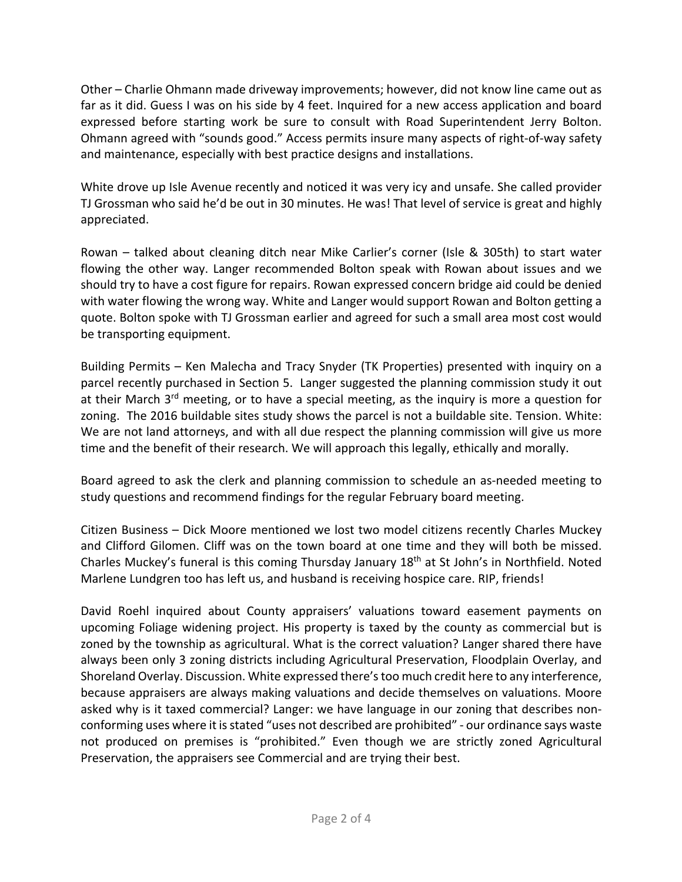Other – Charlie Ohmann made driveway improvements; however, did not know line came out as far as it did. Guess I was on his side by 4 feet. Inquired for a new access application and board expressed before starting work be sure to consult with Road Superintendent Jerry Bolton. Ohmann agreed with "sounds good." Access permits insure many aspects of right-of-way safety and maintenance, especially with best practice designs and installations.

White drove up Isle Avenue recently and noticed it was very icy and unsafe. She called provider TJ Grossman who said he'd be out in 30 minutes. He was! That level of service is great and highly appreciated.

Rowan – talked about cleaning ditch near Mike Carlier's corner (Isle & 305th) to start water flowing the other way. Langer recommended Bolton speak with Rowan about issues and we should try to have a cost figure for repairs. Rowan expressed concern bridge aid could be denied with water flowing the wrong way. White and Langer would support Rowan and Bolton getting a quote. Bolton spoke with TJ Grossman earlier and agreed for such a small area most cost would be transporting equipment.

Building Permits – Ken Malecha and Tracy Snyder (TK Properties) presented with inquiry on a parcel recently purchased in Section 5. Langer suggested the planning commission study it out at their March 3rd meeting, or to have a special meeting, as the inquiry is more a question for zoning. The 2016 buildable sites study shows the parcel is not a buildable site. Tension. White: We are not land attorneys, and with all due respect the planning commission will give us more time and the benefit of their research. We will approach this legally, ethically and morally.

Board agreed to ask the clerk and planning commission to schedule an as-needed meeting to study questions and recommend findings for the regular February board meeting.

Citizen Business – Dick Moore mentioned we lost two model citizens recently Charles Muckey and Clifford Gilomen. Cliff was on the town board at one time and they will both be missed. Charles Muckey's funeral is this coming Thursday January 18th at St John's in Northfield. Noted Marlene Lundgren too has left us, and husband is receiving hospice care. RIP, friends!

David Roehl inquired about County appraisers' valuations toward easement payments on upcoming Foliage widening project. His property is taxed by the county as commercial but is zoned by the township as agricultural. What is the correct valuation? Langer shared there have always been only 3 zoning districts including Agricultural Preservation, Floodplain Overlay, and Shoreland Overlay. Discussion. White expressed there's too much credit here to any interference, because appraisers are always making valuations and decide themselves on valuations. Moore asked why is it taxed commercial? Langer: we have language in our zoning that describes non-conforming uses where it is stated "uses not described are prohibited" - our ordinance says waste not produced on premises is "prohibited." Even though we are strictly zoned Agricultural Preservation, the appraisers see Commercial and are trying their best.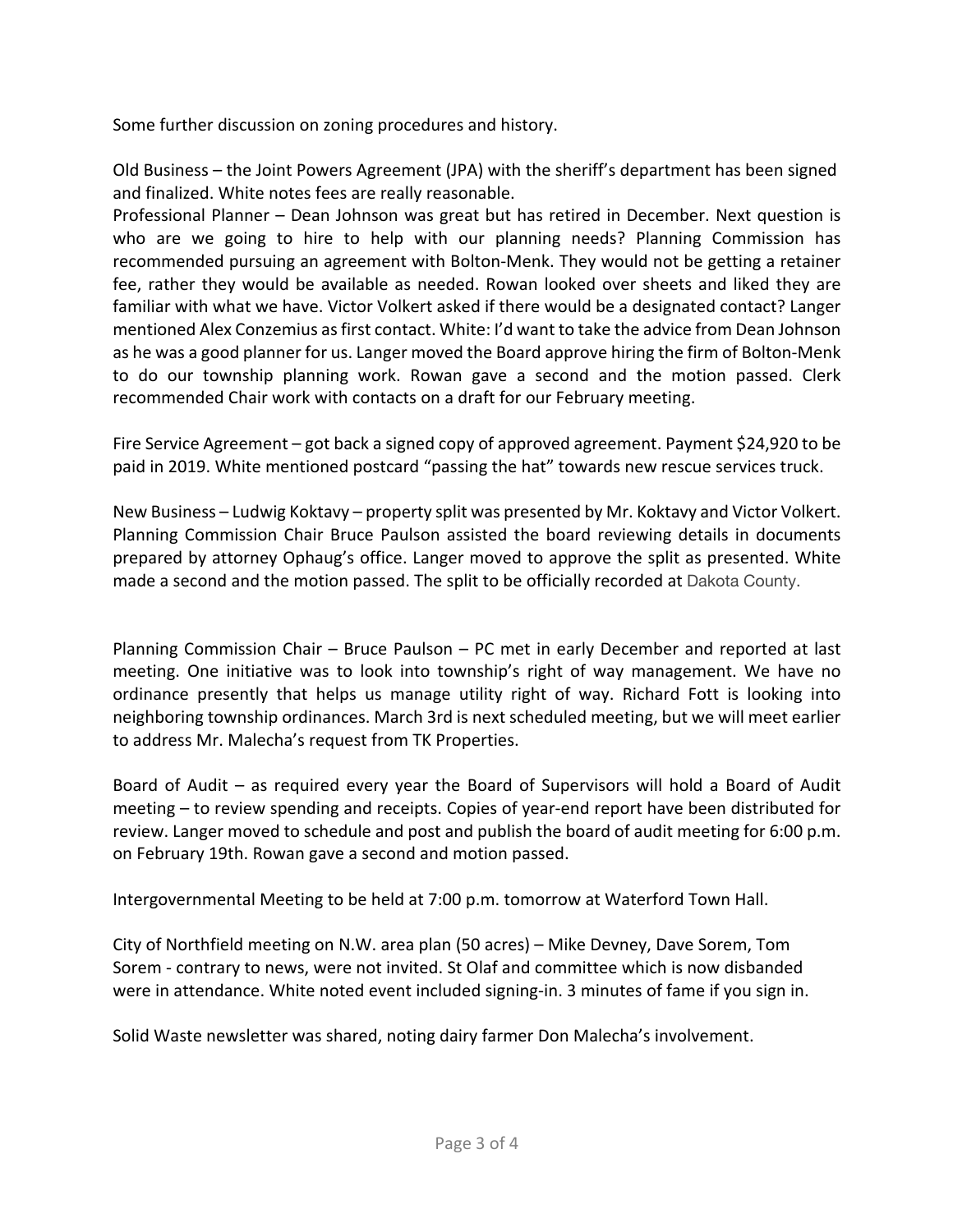Some further discussion on zoning procedures and history.

Old Business – the Joint Powers Agreement (JPA) with the sheriff's department has been signed and finalized. White notes fees are really reasonable.
Professional Planner – Dean Johnson was great but has retired in December. Next question is who are we going to hire to help with our planning needs? Planning Commission has recommended pursuing an agreement with Bolton-Menk. They would not be getting a retainer fee, rather they would be available as needed. Rowan looked over sheets and liked they are familiar with what we have. Victor Volkert asked if there would be a designated contact? Langer mentioned Alex Conzemius as first contact. White: I'd want to take the advice from Dean Johnson as he was a good planner for us. Langer moved the Board approve hiring the firm of Bolton-Menk to do our township planning work. Rowan gave a second and the motion passed. Clerk recommended Chair work with contacts on a draft for our February meeting.

Fire Service Agreement – got back a signed copy of approved agreement. Payment $24,920 to be paid in 2019. White mentioned postcard "passing the hat" towards new rescue services truck.

New Business – Ludwig Koktavy – property split was presented by Mr. Koktavy and Victor Volkert. Planning Commission Chair Bruce Paulson assisted the board reviewing details in documents prepared by attorney Ophaug's office. Langer moved to approve the split as presented. White made a second and the motion passed. The split to be officially recorded at Dakota County.

Planning Commission Chair – Bruce Paulson – PC met in early December and reported at last meeting. One initiative was to look into township's right of way management. We have no ordinance presently that helps us manage utility right of way. Richard Fott is looking into neighboring township ordinances. March 3rd is next scheduled meeting, but we will meet earlier to address Mr. Malecha's request from TK Properties.

Board of Audit – as required every year the Board of Supervisors will hold a Board of Audit meeting – to review spending and receipts. Copies of year-end report have been distributed for review. Langer moved to schedule and post and publish the board of audit meeting for 6:00 p.m. on February 19th. Rowan gave a second and motion passed.

Intergovernmental Meeting to be held at 7:00 p.m. tomorrow at Waterford Town Hall.

City of Northfield meeting on N.W. area plan (50 acres) – Mike Devney, Dave Sorem, Tom Sorem - contrary to news, were not invited. St Olaf and committee which is now disbanded were in attendance. White noted event included signing-in. 3 minutes of fame if you sign in.

Solid Waste newsletter was shared, noting dairy farmer Don Malecha's involvement.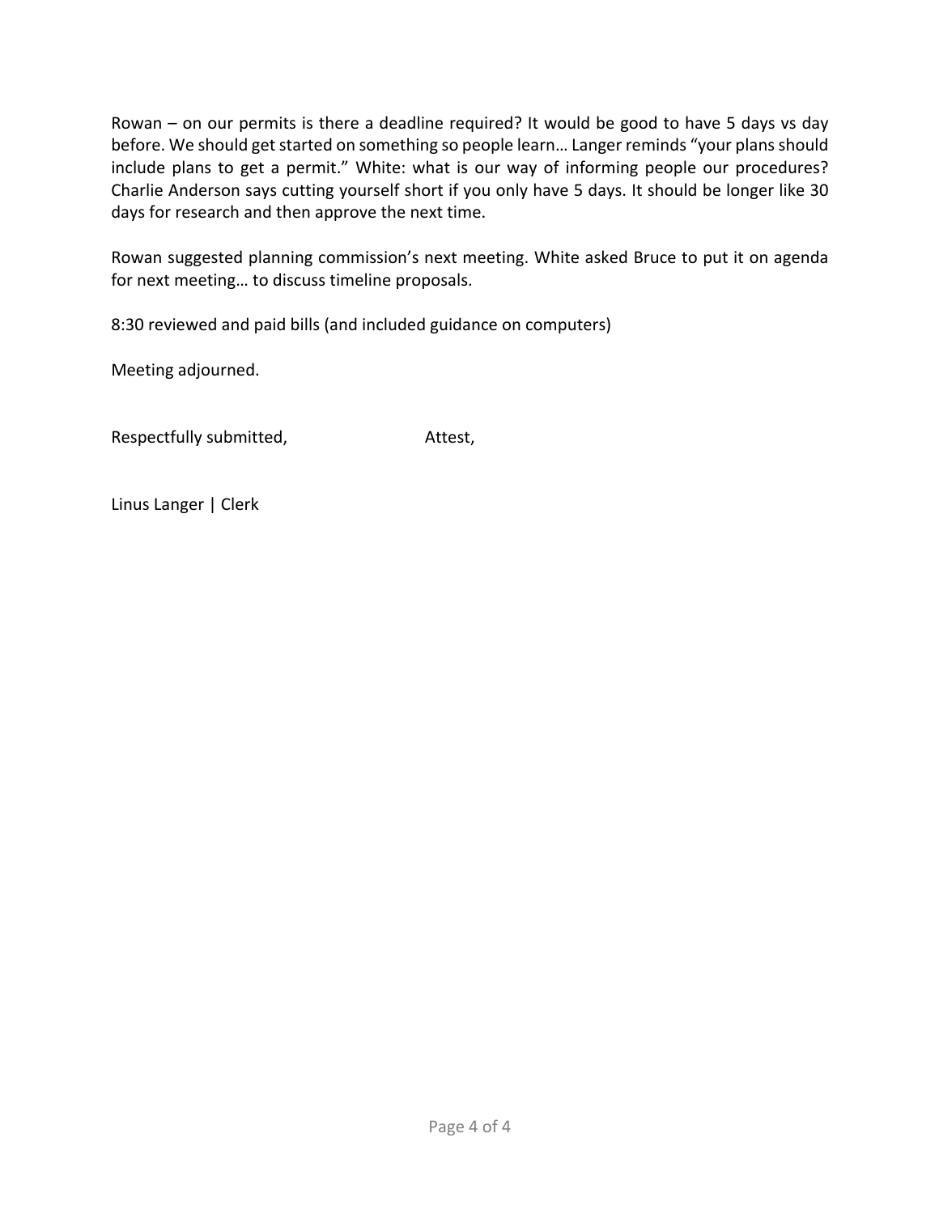Rowan – on our permits is there a deadline required? It would be good to have 5 days vs day before. We should get started on something so people learn… Langer reminds "your plans should include plans to get a permit." White: what is our way of informing people our procedures? Charlie Anderson says cutting yourself short if you only have 5 days. It should be longer like 30 days for research and then approve the next time.

Rowan suggested planning commission's next meeting. White asked Bruce to put it on agenda for next meeting… to discuss timeline proposals.

8:30 reviewed and paid bills (and included guidance on computers)

Meeting adjourned.

Respectfully submitted, Attest,

Linus Langer | Clerk